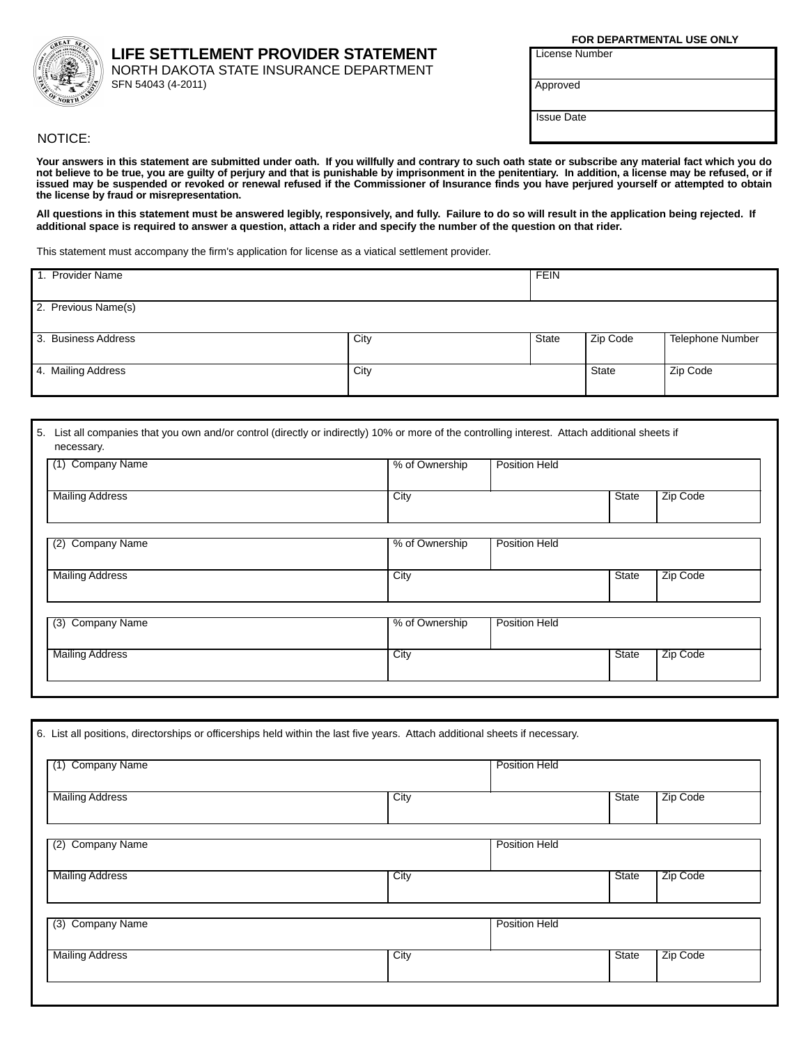# LIFE SETTLEMENT PROVIDER STATEMENT

NORTH DAKOTA STATE INSURANCE DEPARTMENT
SFN 54043 (4-2011)

**FOR DEPARTMENTAL USE ONLY**

| License Number |
|---|
| Approved |
| Issue Date |

NOTICE:

**Your answers in this statement are submitted under oath. If you willfully and contrary to such oath state or subscribe any material fact which you do not believe to be true, you are guilty of perjury and that is punishable by imprisonment in the penitentiary. In addition, a license may be refused, or if issued may be suspended or revoked or renewal refused if the Commissioner of Insurance finds you have perjured yourself or attempted to obtain the license by fraud or misrepresentation.**

**All questions in this statement must be answered legibly, responsively, and fully. Failure to do so will result in the application being rejected. If additional space is required to answer a question, attach a rider and specify the number of the question on that rider.**

This statement must accompany the firm's application for license as a viatical settlement provider.

| 1. Provider Name | | | FEIN | | |
|---|---|---|---|---|---|
| 2. Previous Name(s) | | | | | |
| 3. Business Address | City | | State | Zip Code | Telephone Number |
| 4. Mailing Address | City | | | State | Zip Code |

5. List all companies that you own and/or control (directly or indirectly) 10% or more of the controlling interest. Attach additional sheets if necessary.

| (1) Company Name | % of Ownership | Position Held | | |
|---|---|---|---|---|
| Mailing Address | City | | State | Zip Code |

| (2) Company Name | % of Ownership | Position Held | | |
|---|---|---|---|---|
| Mailing Address | City | | State | Zip Code |

| (3) Company Name | % of Ownership | Position Held | | |
|---|---|---|---|---|
| Mailing Address | City | | State | Zip Code |

6. List all positions, directorships or officerships held within the last five years. Attach additional sheets if necessary.

| (1) Company Name | | Position Held | | |
|---|---|---|---|---|
| Mailing Address | City | | State | Zip Code |

| (2) Company Name | | Position Held | | |
|---|---|---|---|---|
| Mailing Address | City | | State | Zip Code |

| (3) Company Name | | Position Held | | |
|---|---|---|---|---|
| Mailing Address | City | | State | Zip Code |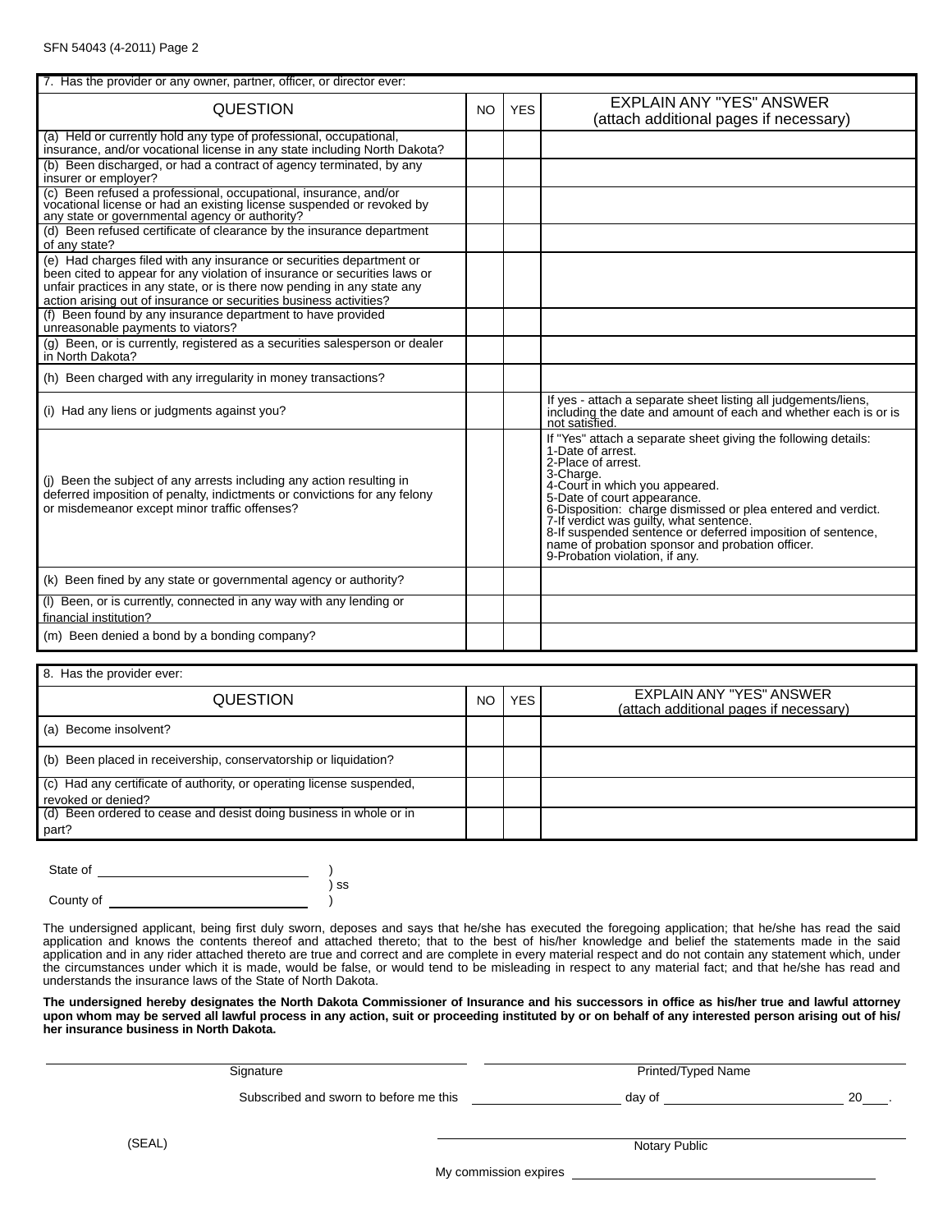SFN 54043 (4-2011) Page 2

| 7. Has the provider or any owner, partner, officer, or director ever: | | | |
|---|---|---|---|
| QUESTION | NO | YES | EXPLAIN ANY "YES" ANSWER (attach additional pages if necessary) |
| (a) Held or currently hold any type of professional, occupational, insurance, and/or vocational license in any state including North Dakota? | | | |
| (b) Been discharged, or had a contract of agency terminated, by any insurer or employer? | | | |
| (c) Been refused a professional, occupational, insurance, and/or vocational license or had an existing license suspended or revoked by any state or governmental agency or authority? | | | |
| (d) Been refused certificate of clearance by the insurance department of any state? | | | |
| (e) Had charges filed with any insurance or securities department or been cited to appear for any violation of insurance or securities laws or unfair practices in any state, or is there now pending in any state any action arising out of insurance or securities business activities? | | | |
| (f) Been found by any insurance department to have provided unreasonable payments to viators? | | | |
| (g) Been, or is currently, registered as a securities salesperson or dealer in North Dakota? | | | |
| (h) Been charged with any irregularity in money transactions? | | | |
| (i) Had any liens or judgments against you? | | | If yes - attach a separate sheet listing all judgements/liens, including the date and amount of each and whether each is or is not satisfied. |
| (j) Been the subject of any arrests including any action resulting in deferred imposition of penalty, indictments or convictions for any felony or misdemeanor except minor traffic offenses? | | | If "Yes" attach a separate sheet giving the following details: 1-Date of arrest. 2-Place of arrest. 3-Charge. 4-Court in which you appeared. 5-Date of court appearance. 6-Disposition: charge dismissed or plea entered and verdict. 7-If verdict was guilty, what sentence. 8-If suspended sentence or deferred imposition of sentence, name of probation sponsor and probation officer. 9-Probation violation, if any. |
| (k) Been fined by any state or governmental agency or authority? | | | |
| (l) Been, or is currently, connected in any way with any lending or financial institution? | | | |
| (m) Been denied a bond by a bonding company? | | | |

| 8. Has the provider ever: | | | |
|---|---|---|---|
| QUESTION | NO | YES | EXPLAIN ANY "YES" ANSWER (attach additional pages if necessary) |
| (a) Become insolvent? | | | |
| (b) Been placed in receivership, conservatorship or liquidation? | | | |
| (c) Had any certificate of authority, or operating license suspended, revoked or denied? | | | |
| (d) Been ordered to cease and desist doing business in whole or in part? | | | |

State of ______________________ )
) ss
County of ______________________ )

The undersigned applicant, being first duly sworn, deposes and says that he/she has executed the foregoing application; that he/she has read the said application and knows the contents thereof and attached thereto; that to the best of his/her knowledge and belief the statements made in the said application and in any rider attached thereto are true and correct and are complete in every material respect and do not contain any statement which, under the circumstances under which it is made, would be false, or would tend to be misleading in respect to any material fact; and that he/she has read and understands the insurance laws of the State of North Dakota.

**The undersigned hereby designates the North Dakota Commissioner of Insurance and his successors in office as his/her true and lawful attorney upon whom may be served all lawful process in any action, suit or proceeding instituted by or on behalf of any interested person arising out of his/her insurance business in North Dakota.**

______________________________ Signature

______________________________ Printed/Typed Name

Subscribed and sworn to before me this ______________ day of ______________ 20____.

(SEAL)

______________________________ Notary Public

My commission expires ______________________________